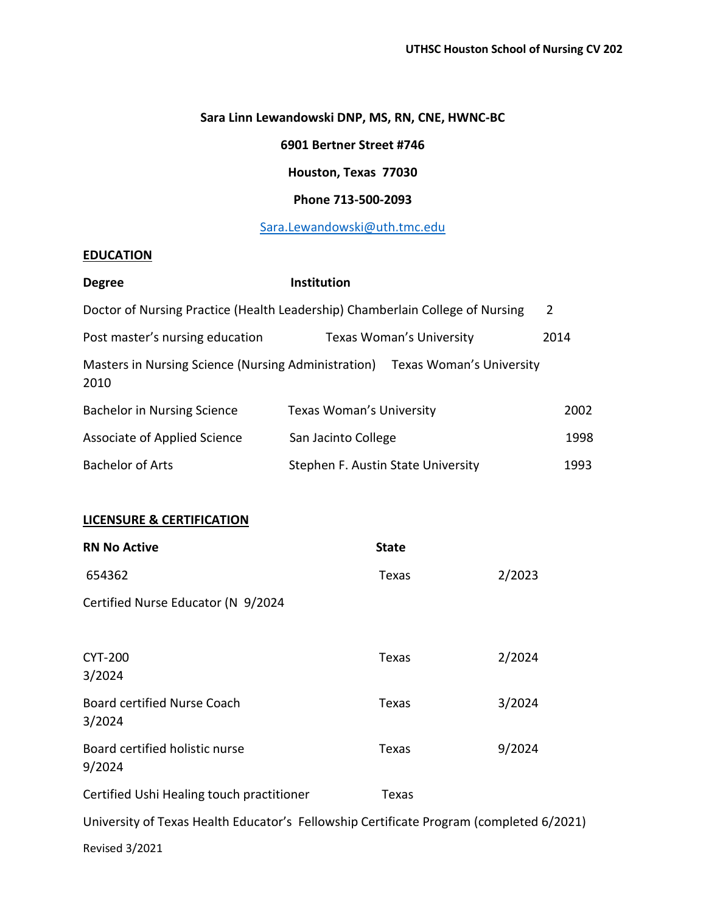**Sara Linn Lewandowski DNP, MS, RN, CNE, HWNC-BC**

**6901 Bertner Street #746**

**Houston, Texas 77030**

**Phone 713-500-2093**

Sara.Lewandowski@uth.tmc.edu

## EDUCATION

| Degree | Institution | |
|---|---|---|
| Doctor of Nursing Practice (Health Leadership) | Chamberlain College of Nursing | 2 |
| Post master's nursing education | Texas Woman's University | 2014 |
| Masters in Nursing Science (Nursing Administration) | Texas Woman's University | 2010 |
| Bachelor in Nursing Science | Texas Woman's University | 2002 |
| Associate of Applied Science | San Jacinto College | 1998 |
| Bachelor of Arts | Stephen F. Austin State University | 1993 |

## LICENSURE & CERTIFICATION

| RN No Active | State | |
|---|---|---|
| 654362 | Texas | 2/2023 |
| Certified Nurse Educator (N 9/2024 | | |
| CYT-200 3/2024 | Texas | 2/2024 |
| Board certified Nurse Coach 3/2024 | Texas | 3/2024 |
| Board certified holistic nurse 9/2024 | Texas | 9/2024 |
| Certified Ushi Healing touch practitioner | Texas | |

University of Texas Health Educator's Fellowship Certificate Program (completed 6/2021)

Revised 3/2021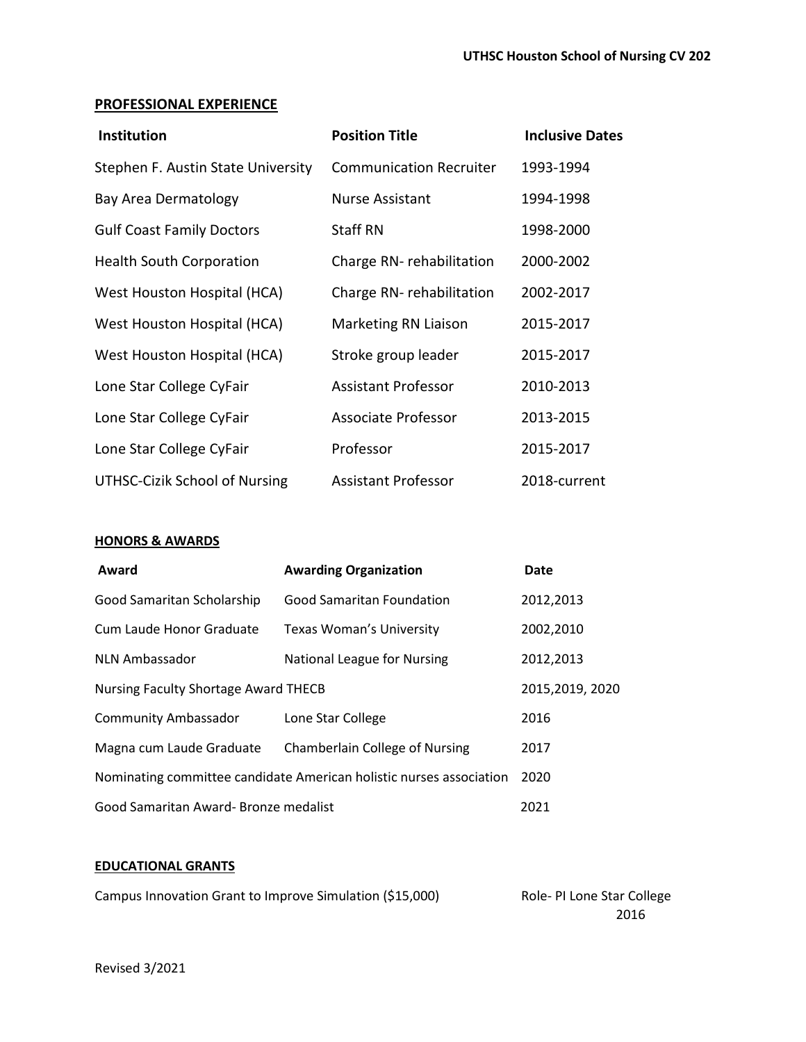## PROFESSIONAL EXPERIENCE

| Institution | Position Title | Inclusive Dates |
|---|---|---|
| Stephen F. Austin State University | Communication Recruiter | 1993-1994 |
| Bay Area Dermatology | Nurse Assistant | 1994-1998 |
| Gulf Coast Family Doctors | Staff RN | 1998-2000 |
| Health South Corporation | Charge RN- rehabilitation | 2000-2002 |
| West Houston Hospital (HCA) | Charge RN- rehabilitation | 2002-2017 |
| West Houston Hospital (HCA) | Marketing RN Liaison | 2015-2017 |
| West Houston Hospital (HCA) | Stroke group leader | 2015-2017 |
| Lone Star College CyFair | Assistant Professor | 2010-2013 |
| Lone Star College CyFair | Associate Professor | 2013-2015 |
| Lone Star College CyFair | Professor | 2015-2017 |
| UTHSC-Cizik School of Nursing | Assistant Professor | 2018-current |

## HONORS & AWARDS

| Award | Awarding Organization | Date |
|---|---|---|
| Good Samaritan Scholarship | Good Samaritan Foundation | 2012,2013 |
| Cum Laude Honor Graduate | Texas Woman's University | 2002,2010 |
| NLN Ambassador | National League for Nursing | 2012,2013 |
| Nursing Faculty Shortage Award THECB | | 2015,2019, 2020 |
| Community Ambassador | Lone Star College | 2016 |
| Magna cum Laude Graduate | Chamberlain College of Nursing | 2017 |
| Nominating committee candidate American holistic nurses association | | 2020 |
| Good Samaritan Award- Bronze medalist | | 2021 |

## EDUCATIONAL GRANTS

Campus Innovation Grant to Improve Simulation ($15,000) — Role- PI Lone Star College 2016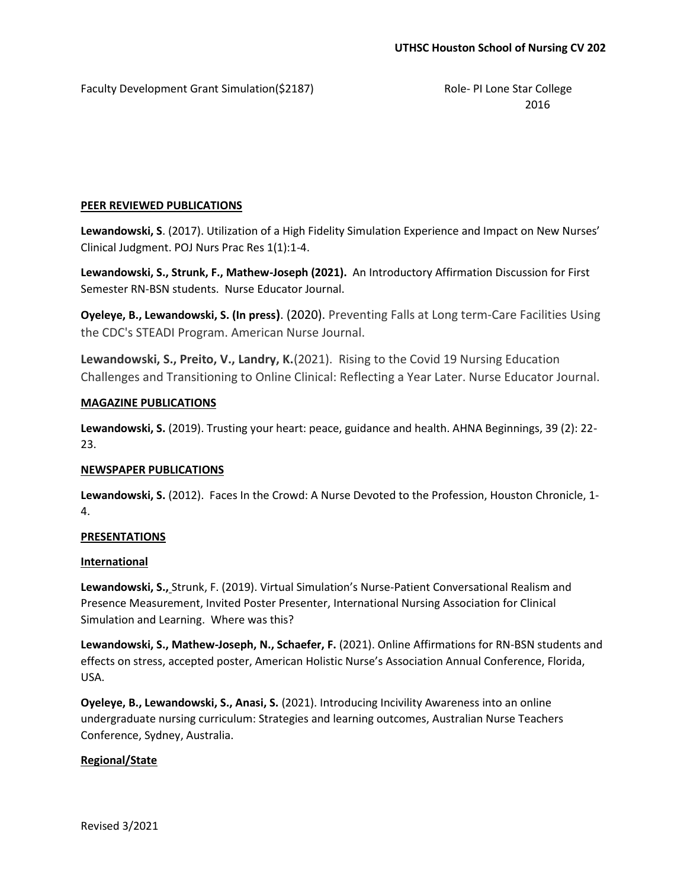Faculty Development Grant Simulation($2187) Role- PI Lone Star College 2016

**PEER REVIEWED PUBLICATIONS**

**Lewandowski, S**. (2017). Utilization of a High Fidelity Simulation Experience and Impact on New Nurses' Clinical Judgment. POJ Nurs Prac Res 1(1):1-4.

**Lewandowski, S., Strunk, F., Mathew-Joseph (2021).** An Introductory Affirmation Discussion for First Semester RN-BSN students. Nurse Educator Journal.

**Oyeleye, B., Lewandowski, S. (In press)**. (2020). Preventing Falls at Long term-Care Facilities Using the CDC's STEADI Program. American Nurse Journal.

**Lewandowski, S., Preito, V., Landry, K.**(2021). Rising to the Covid 19 Nursing Education Challenges and Transitioning to Online Clinical: Reflecting a Year Later. Nurse Educator Journal.

**MAGAZINE PUBLICATIONS**

**Lewandowski, S.** (2019). Trusting your heart: peace, guidance and health. AHNA Beginnings, 39 (2): 22-23.

**NEWSPAPER PUBLICATIONS**

**Lewandowski, S.** (2012). Faces In the Crowd: A Nurse Devoted to the Profession, Houston Chronicle, 1-4.

**PRESENTATIONS**

**International**

**Lewandowski, S.,** Strunk, F. (2019). Virtual Simulation's Nurse-Patient Conversational Realism and Presence Measurement, Invited Poster Presenter, International Nursing Association for Clinical Simulation and Learning. Where was this?

**Lewandowski, S., Mathew-Joseph, N., Schaefer, F.** (2021). Online Affirmations for RN-BSN students and effects on stress, accepted poster, American Holistic Nurse's Association Annual Conference, Florida, USA.

**Oyeleye, B., Lewandowski, S., Anasi, S.** (2021). Introducing Incivility Awareness into an online undergraduate nursing curriculum: Strategies and learning outcomes, Australian Nurse Teachers Conference, Sydney, Australia.

**Regional/State**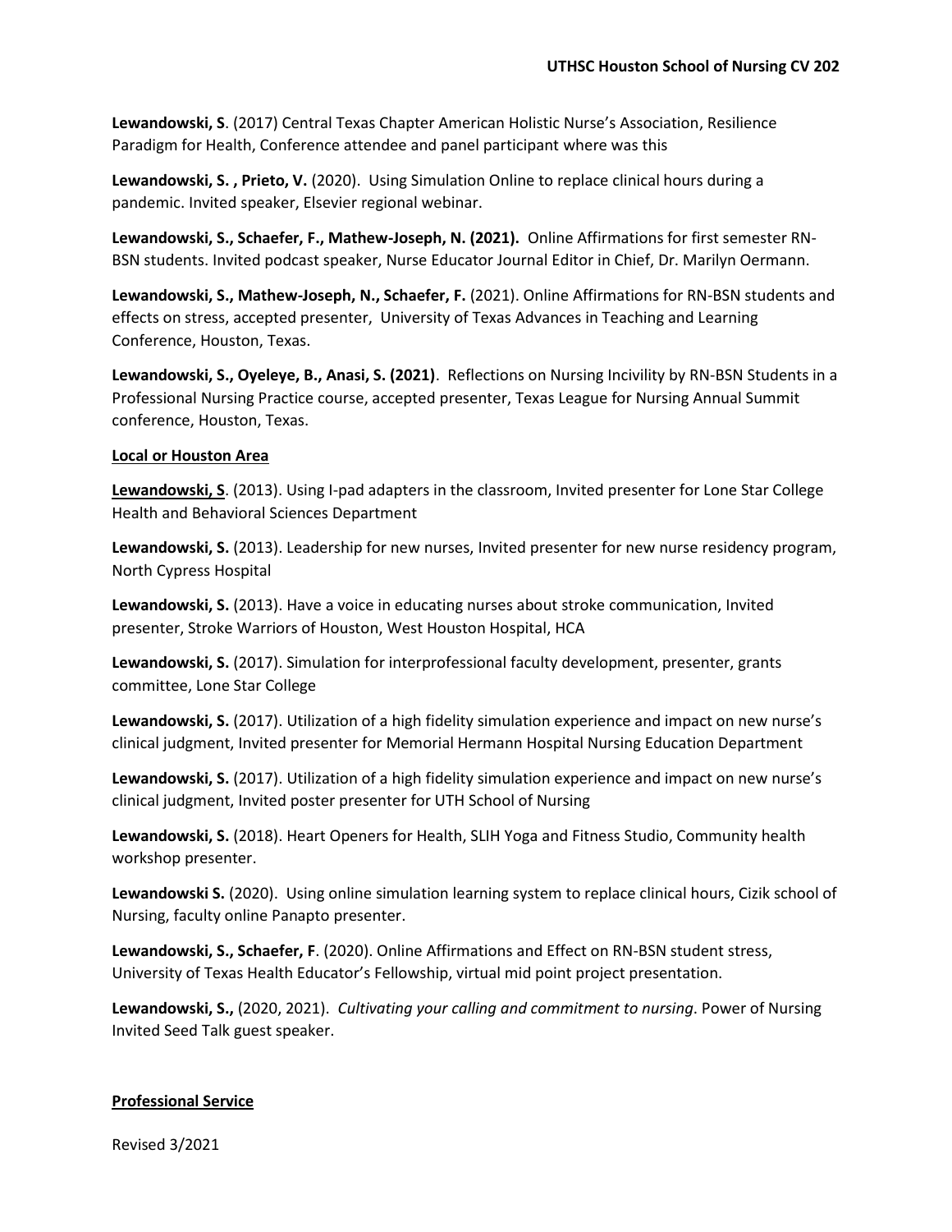**Lewandowski, S**. (2017) Central Texas Chapter American Holistic Nurse's Association, Resilience Paradigm for Health, Conference attendee and panel participant where was this

**Lewandowski, S. , Prieto, V.** (2020). Using Simulation Online to replace clinical hours during a pandemic. Invited speaker, Elsevier regional webinar.

**Lewandowski, S., Schaefer, F., Mathew-Joseph, N. (2021).** Online Affirmations for first semester RN-BSN students. Invited podcast speaker, Nurse Educator Journal Editor in Chief, Dr. Marilyn Oermann.

**Lewandowski, S., Mathew-Joseph, N., Schaefer, F.** (2021). Online Affirmations for RN-BSN students and effects on stress, accepted presenter, University of Texas Advances in Teaching and Learning Conference, Houston, Texas.

**Lewandowski, S., Oyeleye, B., Anasi, S. (2021)**. Reflections on Nursing Incivility by RN-BSN Students in a Professional Nursing Practice course, accepted presenter, Texas League for Nursing Annual Summit conference, Houston, Texas.

**<u>Local or Houston Area</u>**

**<u>Lewandowski, S</u>**. (2013). Using I-pad adapters in the classroom, Invited presenter for Lone Star College Health and Behavioral Sciences Department

**Lewandowski, S.** (2013). Leadership for new nurses, Invited presenter for new nurse residency program, North Cypress Hospital

**Lewandowski, S.** (2013). Have a voice in educating nurses about stroke communication, Invited presenter, Stroke Warriors of Houston, West Houston Hospital, HCA

**Lewandowski, S.** (2017). Simulation for interprofessional faculty development, presenter, grants committee, Lone Star College

**Lewandowski, S.** (2017). Utilization of a high fidelity simulation experience and impact on new nurse's clinical judgment, Invited presenter for Memorial Hermann Hospital Nursing Education Department

**Lewandowski, S.** (2017). Utilization of a high fidelity simulation experience and impact on new nurse's clinical judgment, Invited poster presenter for UTH School of Nursing

**Lewandowski, S.** (2018). Heart Openers for Health, SLIH Yoga and Fitness Studio, Community health workshop presenter.

**Lewandowski S.** (2020). Using online simulation learning system to replace clinical hours, Cizik school of Nursing, faculty online Panapto presenter.

**Lewandowski, S., Schaefer, F**. (2020). Online Affirmations and Effect on RN-BSN student stress, University of Texas Health Educator's Fellowship, virtual mid point project presentation.

**Lewandowski, S.,** (2020, 2021). *Cultivating your calling and commitment to nursing*. Power of Nursing Invited Seed Talk guest speaker.

**<u>Professional Service</u>**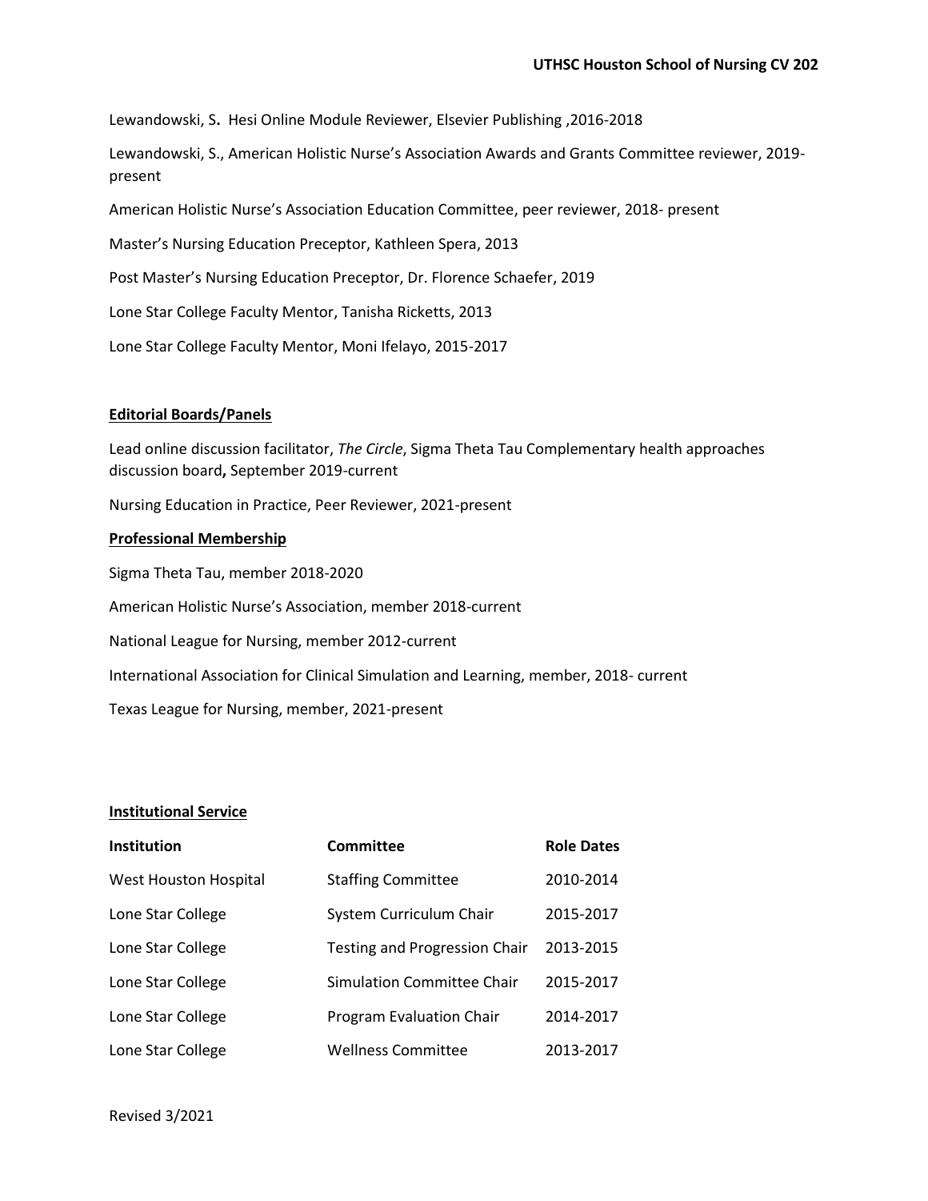Lewandowski, S**.** Hesi Online Module Reviewer, Elsevier Publishing ,2016-2018

Lewandowski, S., American Holistic Nurse's Association Awards and Grants Committee reviewer, 2019-present

American Holistic Nurse's Association Education Committee, peer reviewer, 2018- present

Master's Nursing Education Preceptor, Kathleen Spera, 2013

Post Master's Nursing Education Preceptor, Dr. Florence Schaefer, 2019

Lone Star College Faculty Mentor, Tanisha Ricketts, 2013

Lone Star College Faculty Mentor, Moni Ifelayo, 2015-2017

**Editorial Boards/Panels**

Lead online discussion facilitator, *The Circle*, Sigma Theta Tau Complementary health approaches discussion board**,** September 2019-current

Nursing Education in Practice, Peer Reviewer, 2021-present

**Professional Membership**

Sigma Theta Tau, member 2018-2020

American Holistic Nurse's Association, member 2018-current

National League for Nursing, member 2012-current

International Association for Clinical Simulation and Learning, member, 2018- current

Texas League for Nursing, member, 2021-present

**Institutional Service**

| Institution | Committee | Role Dates |
|---|---|---|
| West Houston Hospital | Staffing Committee | 2010-2014 |
| Lone Star College | System Curriculum Chair | 2015-2017 |
| Lone Star College | Testing and Progression Chair | 2013-2015 |
| Lone Star College | Simulation Committee Chair | 2015-2017 |
| Lone Star College | Program Evaluation Chair | 2014-2017 |
| Lone Star College | Wellness Committee | 2013-2017 |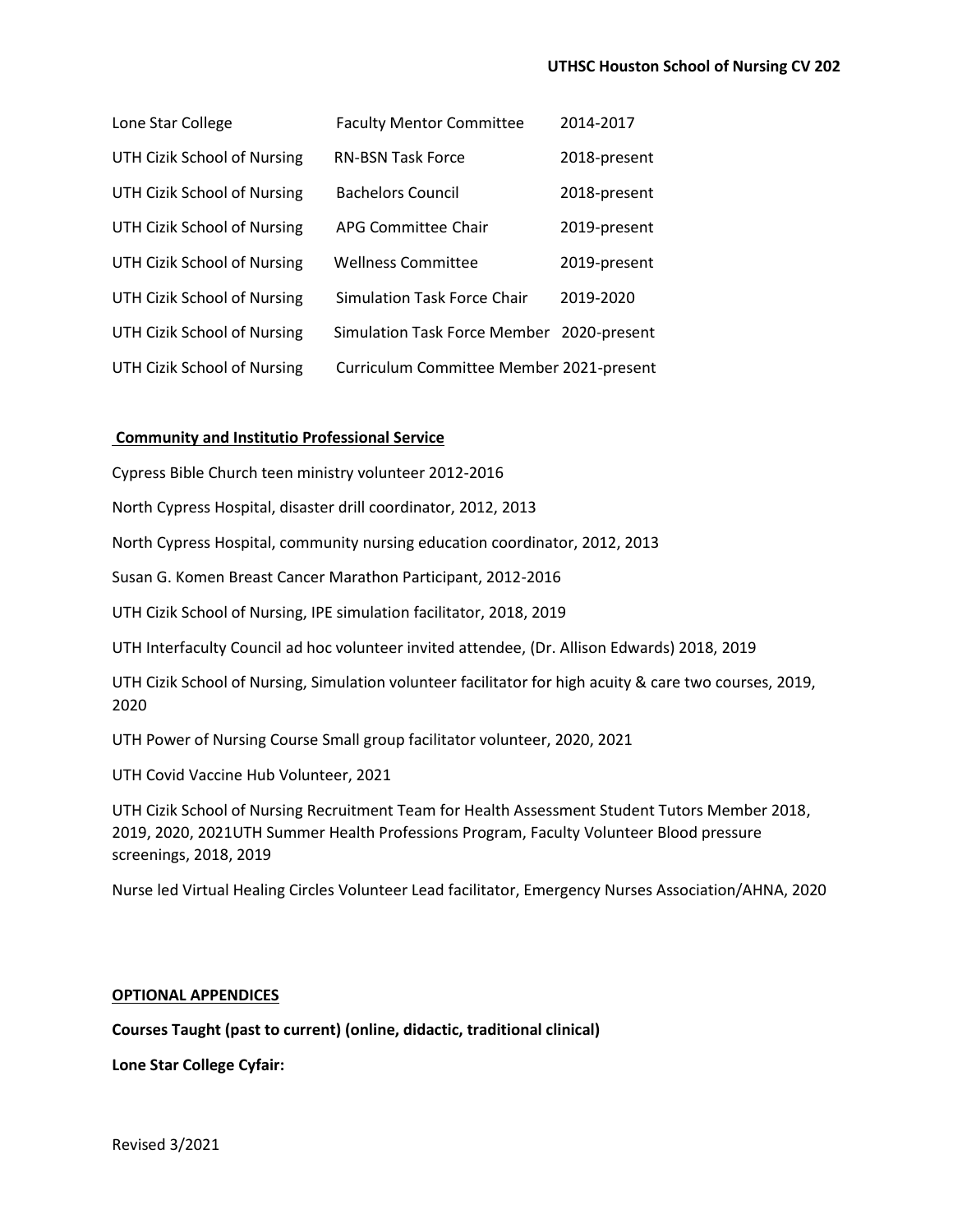| | | |
|---|---|---|
| Lone Star College | Faculty Mentor Committee | 2014-2017 |
| UTH Cizik School of Nursing | RN-BSN Task Force | 2018-present |
| UTH Cizik School of Nursing | Bachelors Council | 2018-present |
| UTH Cizik School of Nursing | APG Committee Chair | 2019-present |
| UTH Cizik School of Nursing | Wellness Committee | 2019-present |
| UTH Cizik School of Nursing | Simulation Task Force Chair | 2019-2020 |
| UTH Cizik School of Nursing | Simulation Task Force Member | 2020-present |
| UTH Cizik School of Nursing | Curriculum Committee Member | 2021-present |

**Community and Institutio Professional Service**

Cypress Bible Church teen ministry volunteer 2012-2016

North Cypress Hospital, disaster drill coordinator, 2012, 2013

North Cypress Hospital, community nursing education coordinator, 2012, 2013

Susan G. Komen Breast Cancer Marathon Participant, 2012-2016

UTH Cizik School of Nursing, IPE simulation facilitator, 2018, 2019

UTH Interfaculty Council ad hoc volunteer invited attendee, (Dr. Allison Edwards) 2018, 2019

UTH Cizik School of Nursing, Simulation volunteer facilitator for high acuity & care two courses, 2019, 2020

UTH Power of Nursing Course Small group facilitator volunteer, 2020, 2021

UTH Covid Vaccine Hub Volunteer, 2021

UTH Cizik School of Nursing Recruitment Team for Health Assessment Student Tutors Member 2018, 2019, 2020, 2021UTH Summer Health Professions Program, Faculty Volunteer Blood pressure screenings, 2018, 2019

Nurse led Virtual Healing Circles Volunteer Lead facilitator, Emergency Nurses Association/AHNA, 2020

**OPTIONAL APPENDICES**

**Courses Taught (past to current) (online, didactic, traditional clinical)**

**Lone Star College Cyfair:**

Revised 3/2021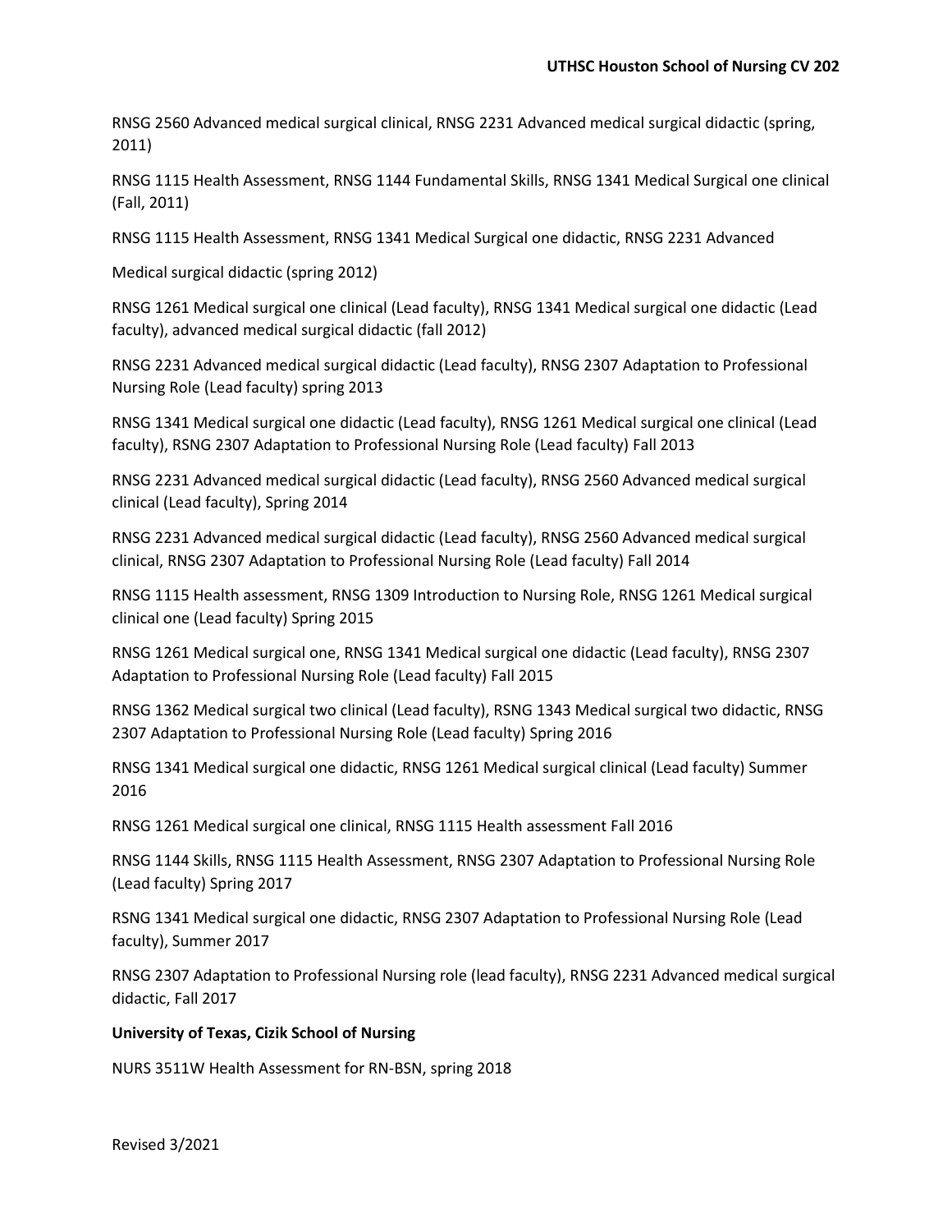RNSG 2560 Advanced medical surgical clinical, RNSG 2231 Advanced medical surgical didactic (spring, 2011)

RNSG 1115 Health Assessment, RNSG 1144 Fundamental Skills, RNSG 1341 Medical Surgical one clinical (Fall, 2011)

RNSG 1115 Health Assessment, RNSG 1341 Medical Surgical one didactic, RNSG 2231 Advanced

Medical surgical didactic (spring 2012)

RNSG 1261 Medical surgical one clinical (Lead faculty), RNSG 1341 Medical surgical one didactic (Lead faculty), advanced medical surgical didactic (fall 2012)

RNSG 2231 Advanced medical surgical didactic (Lead faculty), RNSG 2307 Adaptation to Professional Nursing Role (Lead faculty) spring 2013

RNSG 1341 Medical surgical one didactic (Lead faculty), RNSG 1261 Medical surgical one clinical (Lead faculty), RSNG 2307 Adaptation to Professional Nursing Role (Lead faculty) Fall 2013

RNSG 2231 Advanced medical surgical didactic (Lead faculty), RNSG 2560 Advanced medical surgical clinical (Lead faculty), Spring 2014

RNSG 2231 Advanced medical surgical didactic (Lead faculty), RNSG 2560 Advanced medical surgical clinical, RNSG 2307 Adaptation to Professional Nursing Role (Lead faculty) Fall 2014

RNSG 1115 Health assessment, RNSG 1309 Introduction to Nursing Role, RNSG 1261 Medical surgical clinical one (Lead faculty) Spring 2015

RNSG 1261 Medical surgical one, RNSG 1341 Medical surgical one didactic (Lead faculty), RNSG 2307 Adaptation to Professional Nursing Role (Lead faculty) Fall 2015

RNSG 1362 Medical surgical two clinical (Lead faculty), RSNG 1343 Medical surgical two didactic, RNSG 2307 Adaptation to Professional Nursing Role (Lead faculty) Spring 2016

RNSG 1341 Medical surgical one didactic, RNSG 1261 Medical surgical clinical (Lead faculty) Summer 2016

RNSG 1261 Medical surgical one clinical, RNSG 1115 Health assessment Fall 2016

RNSG 1144 Skills, RNSG 1115 Health Assessment, RNSG 2307 Adaptation to Professional Nursing Role (Lead faculty) Spring 2017

RSNG 1341 Medical surgical one didactic, RNSG 2307 Adaptation to Professional Nursing Role (Lead faculty), Summer 2017

RNSG 2307 Adaptation to Professional Nursing role (lead faculty), RNSG 2231 Advanced medical surgical didactic, Fall 2017

**University of Texas, Cizik School of Nursing**

NURS 3511W Health Assessment for RN-BSN, spring 2018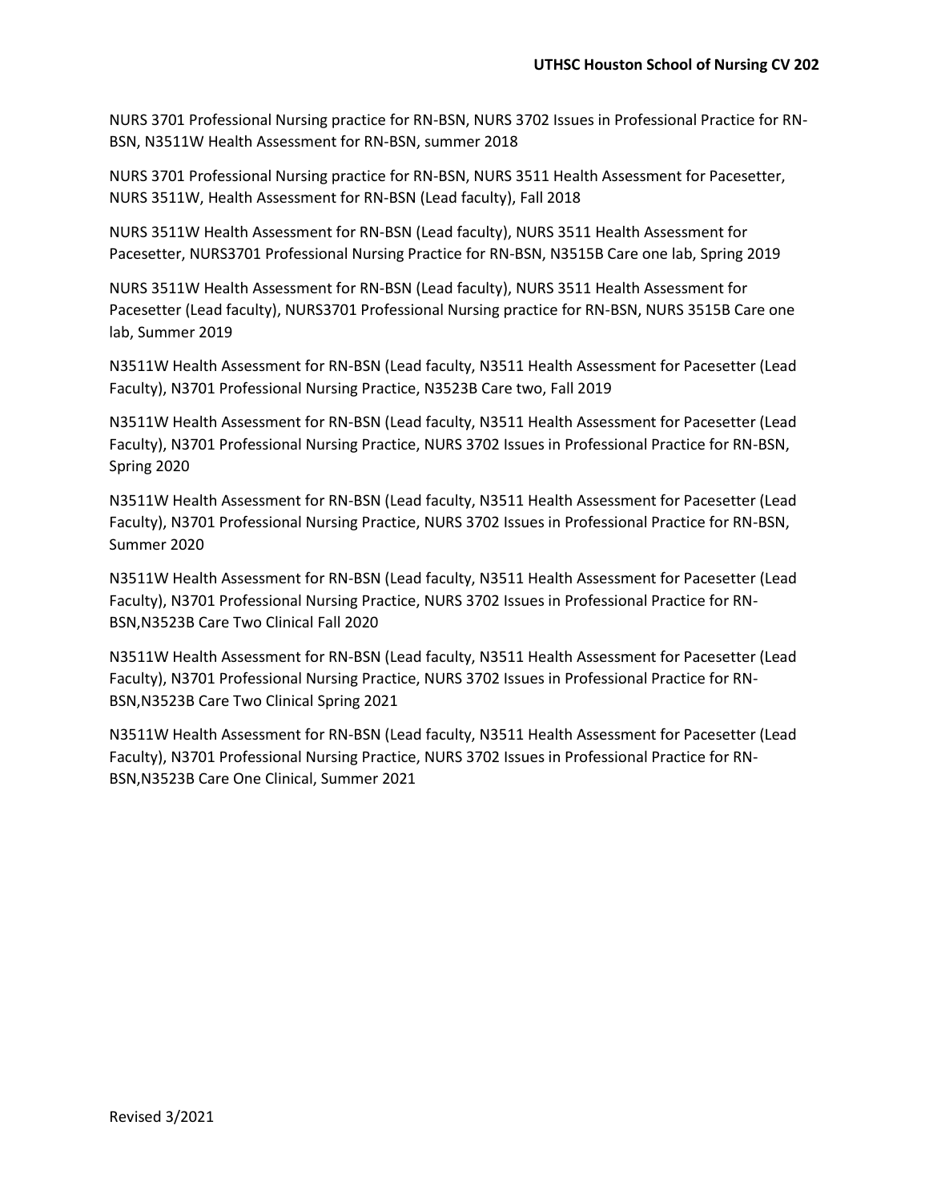NURS 3701 Professional Nursing practice for RN-BSN, NURS 3702 Issues in Professional Practice for RN-BSN, N3511W Health Assessment for RN-BSN, summer 2018

NURS 3701 Professional Nursing practice for RN-BSN, NURS 3511 Health Assessment for Pacesetter, NURS 3511W, Health Assessment for RN-BSN (Lead faculty), Fall 2018

NURS 3511W Health Assessment for RN-BSN (Lead faculty), NURS 3511 Health Assessment for Pacesetter, NURS3701 Professional Nursing Practice for RN-BSN, N3515B Care one lab, Spring 2019

NURS 3511W Health Assessment for RN-BSN (Lead faculty), NURS 3511 Health Assessment for Pacesetter (Lead faculty), NURS3701 Professional Nursing practice for RN-BSN, NURS 3515B Care one lab, Summer 2019

N3511W Health Assessment for RN-BSN (Lead faculty, N3511 Health Assessment for Pacesetter (Lead Faculty), N3701 Professional Nursing Practice, N3523B Care two, Fall 2019

N3511W Health Assessment for RN-BSN (Lead faculty, N3511 Health Assessment for Pacesetter (Lead Faculty), N3701 Professional Nursing Practice, NURS 3702 Issues in Professional Practice for RN-BSN, Spring 2020

N3511W Health Assessment for RN-BSN (Lead faculty, N3511 Health Assessment for Pacesetter (Lead Faculty), N3701 Professional Nursing Practice, NURS 3702 Issues in Professional Practice for RN-BSN, Summer 2020

N3511W Health Assessment for RN-BSN (Lead faculty, N3511 Health Assessment for Pacesetter (Lead Faculty), N3701 Professional Nursing Practice, NURS 3702 Issues in Professional Practice for RN-BSN,N3523B Care Two Clinical Fall 2020

N3511W Health Assessment for RN-BSN (Lead faculty, N3511 Health Assessment for Pacesetter (Lead Faculty), N3701 Professional Nursing Practice, NURS 3702 Issues in Professional Practice for RN-BSN,N3523B Care Two Clinical Spring 2021

N3511W Health Assessment for RN-BSN (Lead faculty, N3511 Health Assessment for Pacesetter (Lead Faculty), N3701 Professional Nursing Practice, NURS 3702 Issues in Professional Practice for RN-BSN,N3523B Care One Clinical, Summer 2021